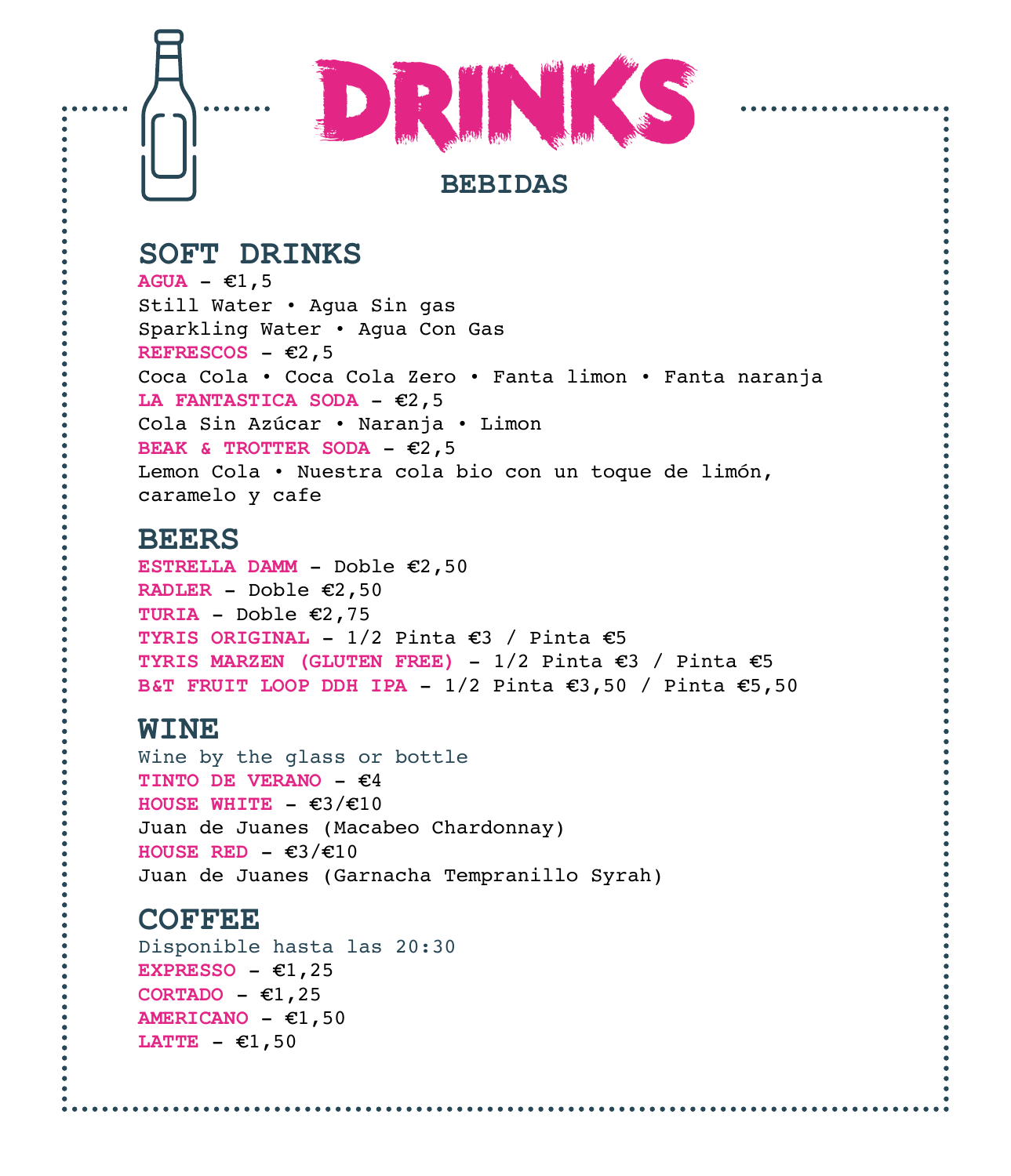# DRINKS

## BEBIDAS

### SOFT DRINKS

**AGUA** – €1,5
Still Water • Agua Sin gas
Sparkling Water • Agua Con Gas

**REFRESCOS** – €2,5
Coca Cola • Coca Cola Zero • Fanta limon • Fanta naranja

**LA FANTASTICA SODA** – €2,5
Cola Sin Azúcar • Naranja • Limon

**BEAK & TROTTER SODA** – €2,5
Lemon Cola • Nuestra cola bio con un toque de limón, caramelo y cafe

### BEERS

**ESTRELLA DAMM** – Doble €2,50
**RADLER** – Doble €2,50
**TURIA** – Doble €2,75
**TYRIS ORIGINAL** – 1/2 Pinta €3 / Pinta €5
**TYRIS MARZEN (GLUTEN FREE)** – 1/2 Pinta €3 / Pinta €5
**B&T FRUIT LOOP DDH IPA** – 1/2 Pinta €3,50 / Pinta €5,50

### WINE

Wine by the glass or bottle

**TINTO DE VERANO** – €4

**HOUSE WHITE** – €3/€10
Juan de Juanes (Macabeo Chardonnay)

**HOUSE RED** – €3/€10
Juan de Juanes (Garnacha Tempranillo Syrah)

### COFFEE

Disponible hasta las 20:30

**EXPRESSO** – €1,25
**CORTADO** – €1,25
**AMERICANO** – €1,50
**LATTE** – €1,50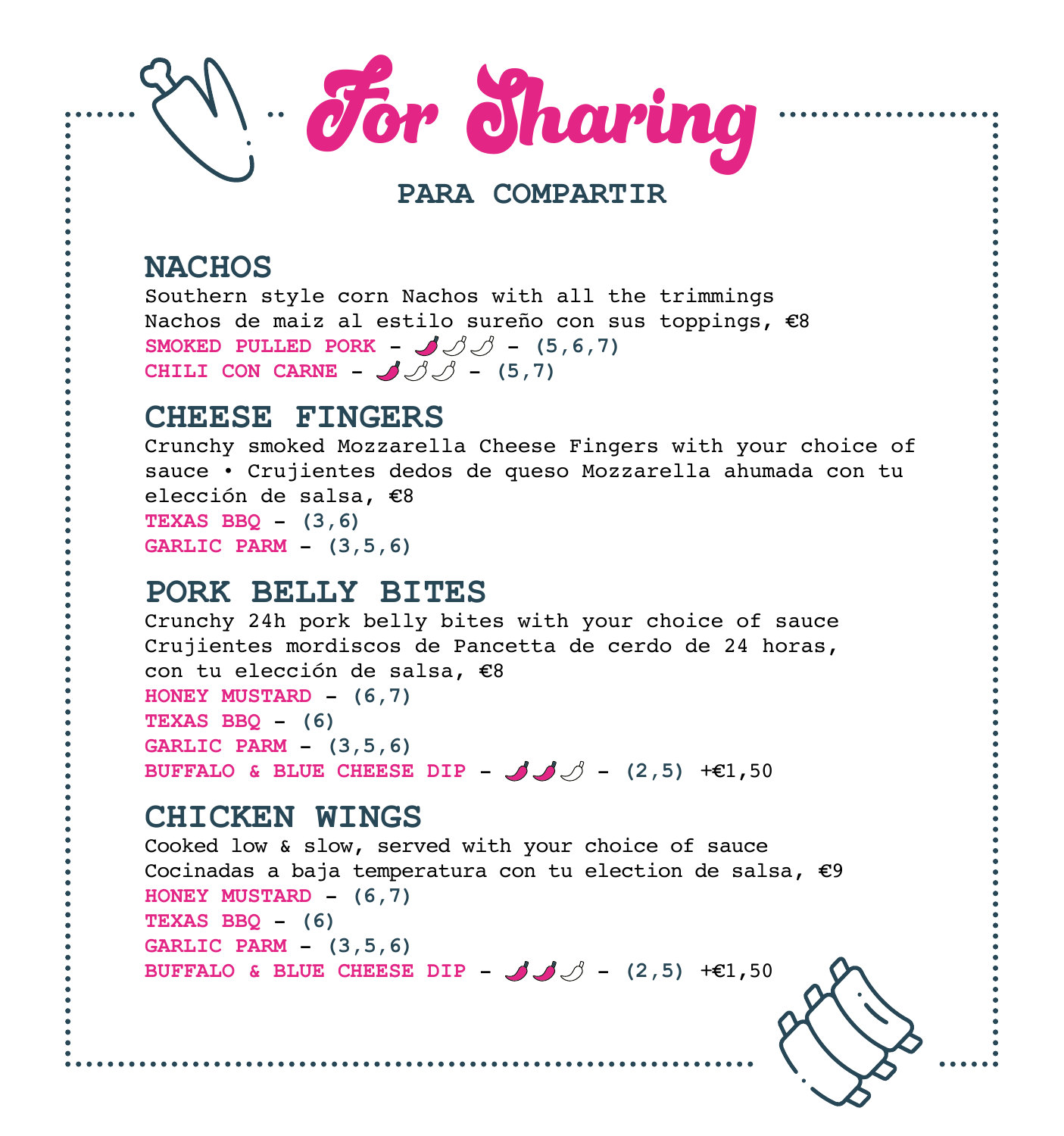# For Sharing

## PARA COMPARTIR

### NACHOS

Southern style corn Nachos with all the trimmings
Nachos de maiz al estilo sureño con sus toppings, €8

**SMOKED PULLED PORK** - 🌶 - (5,6,7)
**CHILI CON CARNE** - 🌶 - (5,7)

### CHEESE FINGERS

Crunchy smoked Mozzarella Cheese Fingers with your choice of sauce • Crujientes dedos de queso Mozzarella ahumada con tu elección de salsa, €8

**TEXAS BBQ** - (3,6)
**GARLIC PARM** - (3,5,6)

### PORK BELLY BITES

Crunchy 24h pork belly bites with your choice of sauce
Crujientes mordiscos de Pancetta de cerdo de 24 horas, con tu elección de salsa, €8

**HONEY MUSTARD** - (6,7)
**TEXAS BBQ** - (6)
**GARLIC PARM** - (3,5,6)
**BUFFALO & BLUE CHEESE DIP** - 🌶🌶 - (2,5) +€1,50

### CHICKEN WINGS

Cooked low & slow, served with your choice of sauce
Cocinadas a baja temperatura con tu election de salsa, €9

**HONEY MUSTARD** - (6,7)
**TEXAS BBQ** - (6)
**GARLIC PARM** - (3,5,6)
**BUFFALO & BLUE CHEESE DIP** - 🌶🌶 - (2,5) +€1,50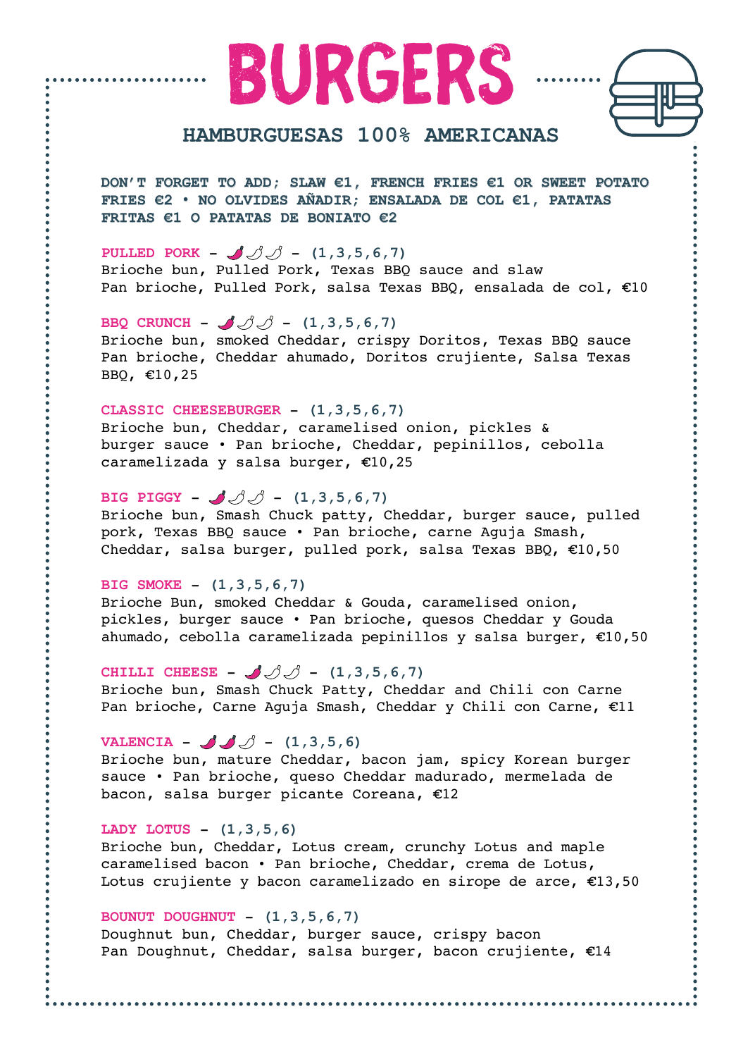# BURGERS

## HAMBURGUESAS 100% AMERICANAS

**DON'T FORGET TO ADD; SLAW €1, FRENCH FRIES €1 OR SWEET POTATO FRIES €2 • NO OLVIDES AÑADIR; ENSALADA DE COL €1, PATATAS FRITAS €1 O PATATAS DE BONIATO €2**

**PULLED PORK** - 🌶 - **(1,3,5,6,7)**
Brioche bun, Pulled Pork, Texas BBQ sauce and slaw
Pan brioche, Pulled Pork, salsa Texas BBQ, ensalada de col, €10

**BBQ CRUNCH** - 🌶 - **(1,3,5,6,7)**
Brioche bun, smoked Cheddar, crispy Doritos, Texas BBQ sauce
Pan brioche, Cheddar ahumado, Doritos crujiente, Salsa Texas BBQ, €10,25

**CLASSIC CHEESEBURGER** - **(1,3,5,6,7)**
Brioche bun, Cheddar, caramelised onion, pickles & burger sauce • Pan brioche, Cheddar, pepinillos, cebolla caramelizada y salsa burger, €10,25

**BIG PIGGY** - 🌶 - **(1,3,5,6,7)**
Brioche bun, Smash Chuck patty, Cheddar, burger sauce, pulled pork, Texas BBQ sauce • Pan brioche, carne Aguja Smash, Cheddar, salsa burger, pulled pork, salsa Texas BBQ, €10,50

**BIG SMOKE** - **(1,3,5,6,7)**
Brioche Bun, smoked Cheddar & Gouda, caramelised onion, pickles, burger sauce • Pan brioche, quesos Cheddar y Gouda ahumado, cebolla caramelizada pepinillos y salsa burger, €10,50

**CHILLI CHEESE** - 🌶 - **(1,3,5,6,7)**
Brioche bun, Smash Chuck Patty, Cheddar and Chili con Carne
Pan brioche, Carne Aguja Smash, Cheddar y Chili con Carne, €11

**VALENCIA** - 🌶🌶 - **(1,3,5,6)**
Brioche bun, mature Cheddar, bacon jam, spicy Korean burger sauce • Pan brioche, queso Cheddar madurado, mermelada de bacon, salsa burger picante Coreana, €12

**LADY LOTUS** - **(1,3,5,6)**
Brioche bun, Cheddar, Lotus cream, crunchy Lotus and maple caramelised bacon • Pan brioche, Cheddar, crema de Lotus, Lotus crujiente y bacon caramelizado en sirope de arce, €13,50

**BOUNUT DOUGHNUT** - **(1,3,5,6,7)**
Doughnut bun, Cheddar, burger sauce, crispy bacon
Pan Doughnut, Cheddar, salsa burger, bacon crujiente, €14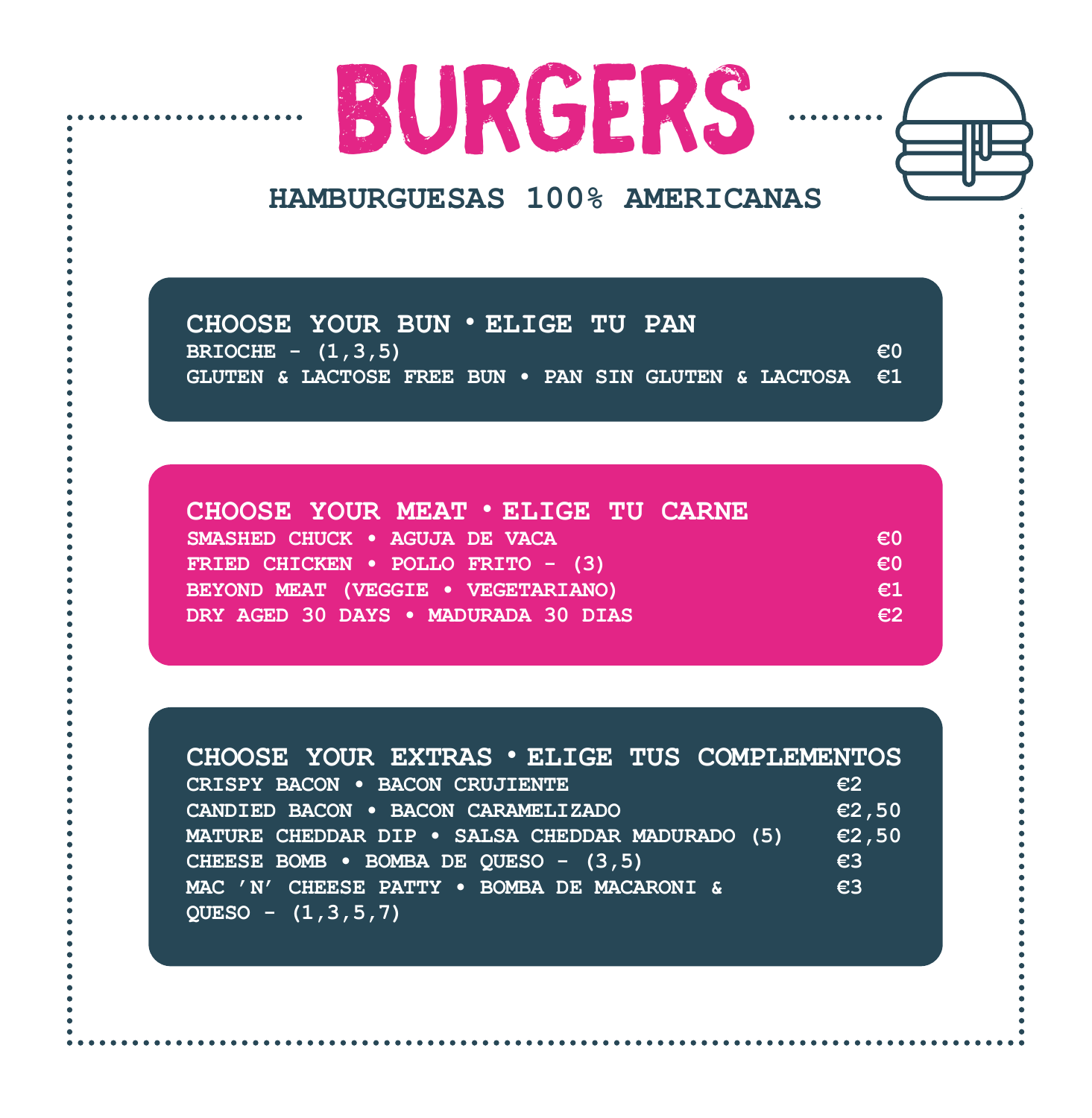# BURGERS

**HAMBURGUESAS 100% AMERICANAS**

## CHOOSE YOUR BUN • ELIGE TU PAN

| Item | Price |
| --- | --- |
| BRIOCHE - (1,3,5) | €0 |
| GLUTEN & LACTOSE FREE BUN • PAN SIN GLUTEN & LACTOSA | €1 |

## CHOOSE YOUR MEAT • ELIGE TU CARNE

| Item | Price |
| --- | --- |
| SMASHED CHUCK • AGUJA DE VACA | €0 |
| FRIED CHICKEN • POLLO FRITO - (3) | €0 |
| BEYOND MEAT (VEGGIE • VEGETARIANO) | €1 |
| DRY AGED 30 DAYS • MADURADA 30 DIAS | €2 |

## CHOOSE YOUR EXTRAS • ELIGE TUS COMPLEMENTOS

| Item | Price |
| --- | --- |
| CRISPY BACON • BACON CRUJIENTE | €2 |
| CANDIED BACON • BACON CARAMELIZADO | €2,50 |
| MATURE CHEDDAR DIP • SALSA CHEDDAR MADURADO (5) | €2,50 |
| CHEESE BOMB • BOMBA DE QUESO - (3,5) | €3 |
| MAC 'N' CHEESE PATTY • BOMBA DE MACARONI & QUESO - (1,3,5,7) | €3 |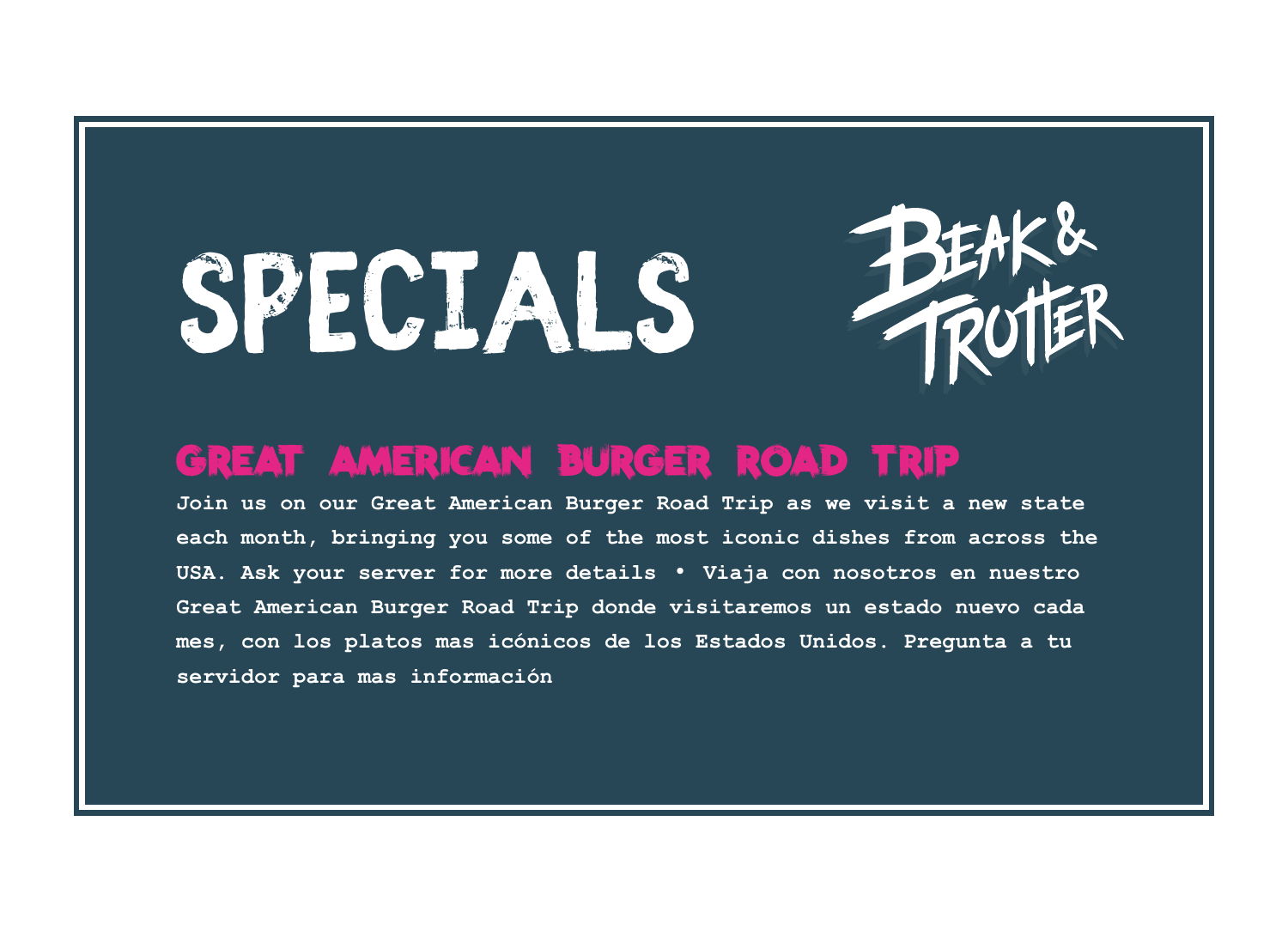# SPECIALS

BEAK & TROTTER

## GREAT AMERICAN BURGER ROAD TRIP

**Join us on our Great American Burger Road Trip as we visit a new state each month, bringing you some of the most iconic dishes from across the USA. Ask your server for more details • Viaja con nosotros en nuestro Great American Burger Road Trip donde visitaremos un estado nuevo cada mes, con los platos mas icónicos de los Estados Unidos. Pregunta a tu servidor para mas información**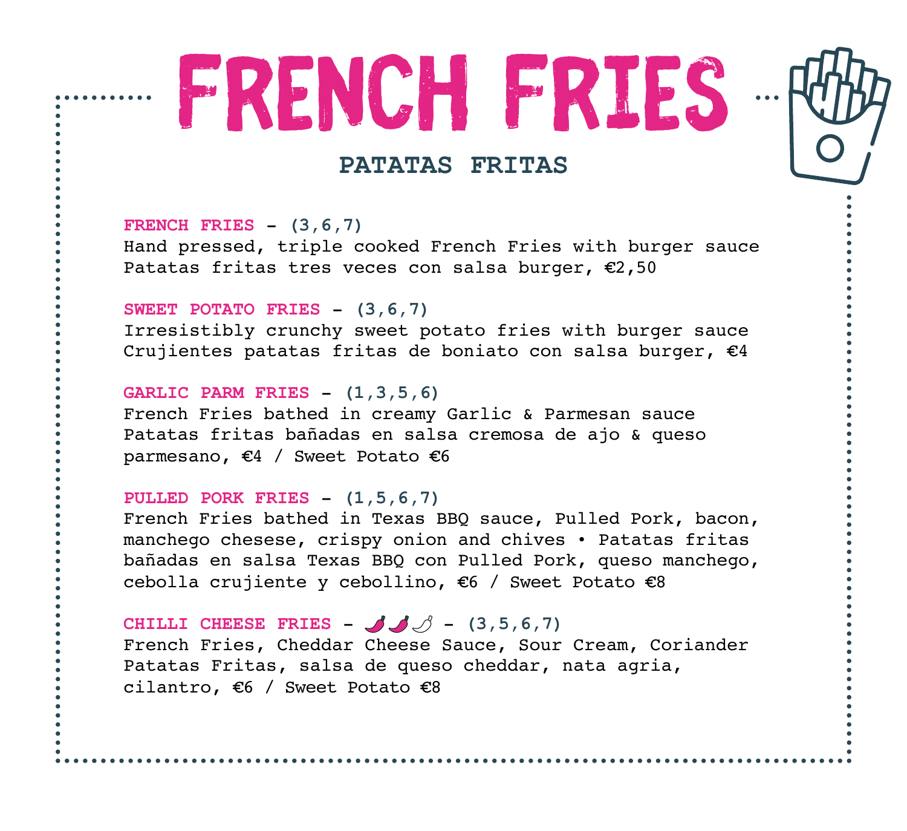# FRENCH FRIES

## PATATAS FRITAS

**FRENCH FRIES** - (3,6,7)
Hand pressed, triple cooked French Fries with burger sauce
Patatas fritas tres veces con salsa burger, €2,50

**SWEET POTATO FRIES** - (3,6,7)
Irresistibly crunchy sweet potato fries with burger sauce
Crujientes patatas fritas de boniato con salsa burger, €4

**GARLIC PARM FRIES** - (1,3,5,6)
French Fries bathed in creamy Garlic & Parmesan sauce
Patatas fritas bañadas en salsa cremosa de ajo & queso parmesano, €4 / Sweet Potato €6

**PULLED PORK FRIES** - (1,5,6,7)
French Fries bathed in Texas BBQ sauce, Pulled Pork, bacon, manchego chesese, crispy onion and chives • Patatas fritas bañadas en salsa Texas BBQ con Pulled Pork, queso manchego, cebolla crujiente y cebollino, €6 / Sweet Potato €8

**CHILLI CHEESE FRIES** - 🌶🌶 - (3,5,6,7)
French Fries, Cheddar Cheese Sauce, Sour Cream, Coriander
Patatas Fritas, salsa de queso cheddar, nata agria, cilantro, €6 / Sweet Potato €8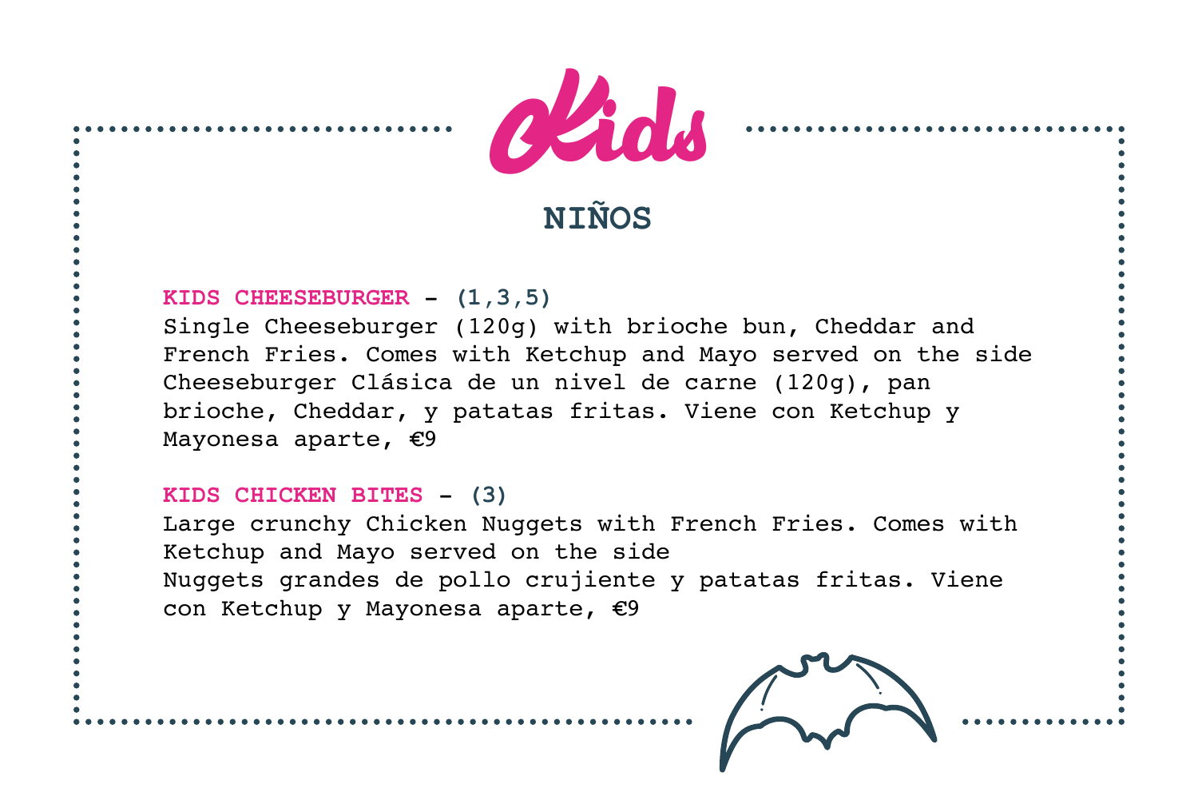# Kids

## NIÑOS

**KIDS CHEESEBURGER** - (1,3,5)
Single Cheeseburger (120g) with brioche bun, Cheddar and French Fries. Comes with Ketchup and Mayo served on the side
Cheeseburger Clásica de un nivel de carne (120g), pan brioche, Cheddar, y patatas fritas. Viene con Ketchup y Mayonesa aparte, €9

**KIDS CHICKEN BITES** - (3)
Large crunchy Chicken Nuggets with French Fries. Comes with Ketchup and Mayo served on the side
Nuggets grandes de pollo crujiente y patatas fritas. Viene con Ketchup y Mayonesa aparte, €9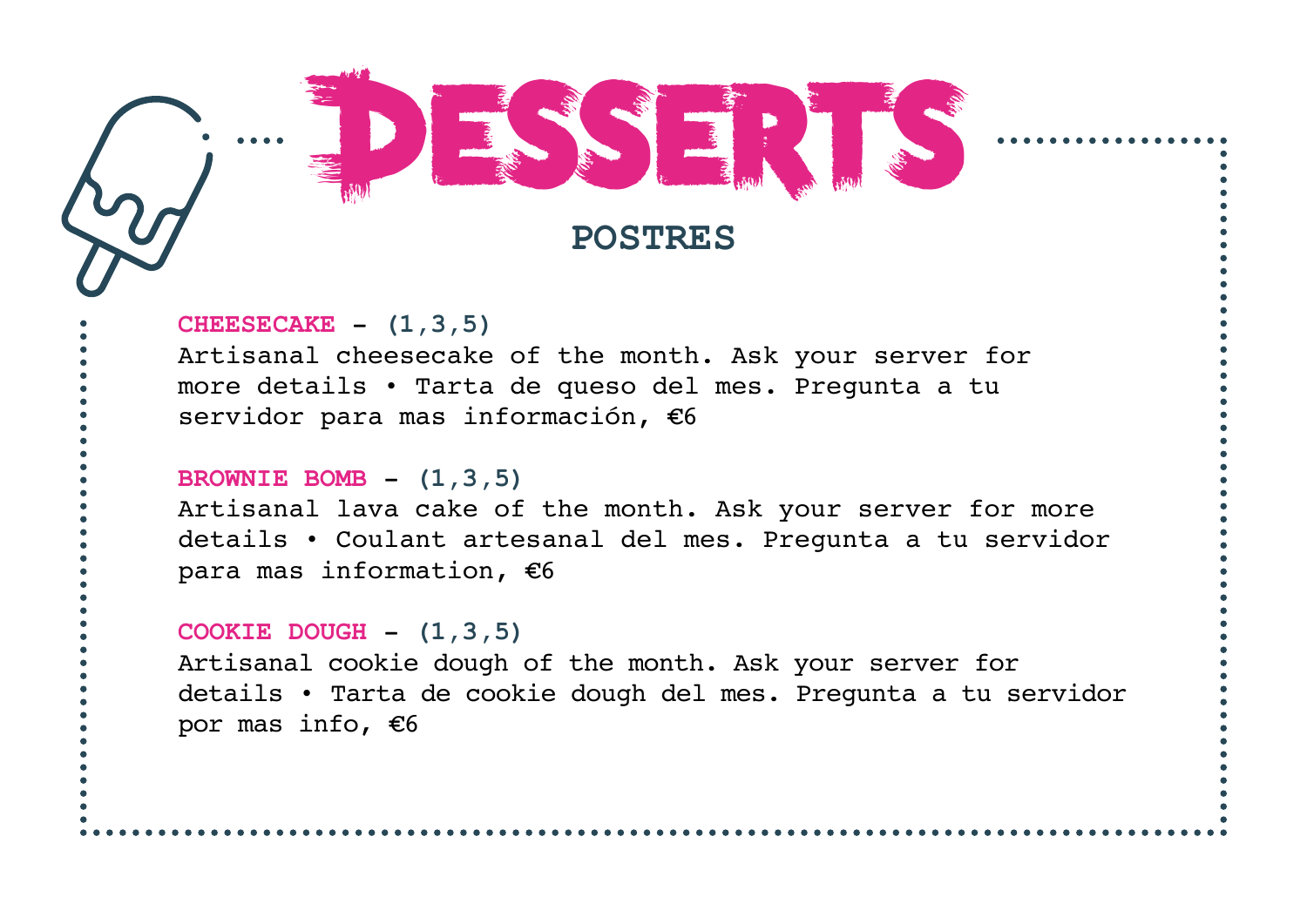# DESSERTS

## POSTRES

**CHEESECAKE** - (1,3,5)
Artisanal cheesecake of the month. Ask your server for more details • Tarta de queso del mes. Pregunta a tu servidor para mas información, €6

**BROWNIE BOMB** - (1,3,5)
Artisanal lava cake of the month. Ask your server for more details • Coulant artesanal del mes. Pregunta a tu servidor para mas information, €6

**COOKIE DOUGH** - (1,3,5)
Artisanal cookie dough of the month. Ask your server for details • Tarta de cookie dough del mes. Pregunta a tu servidor por mas info, €6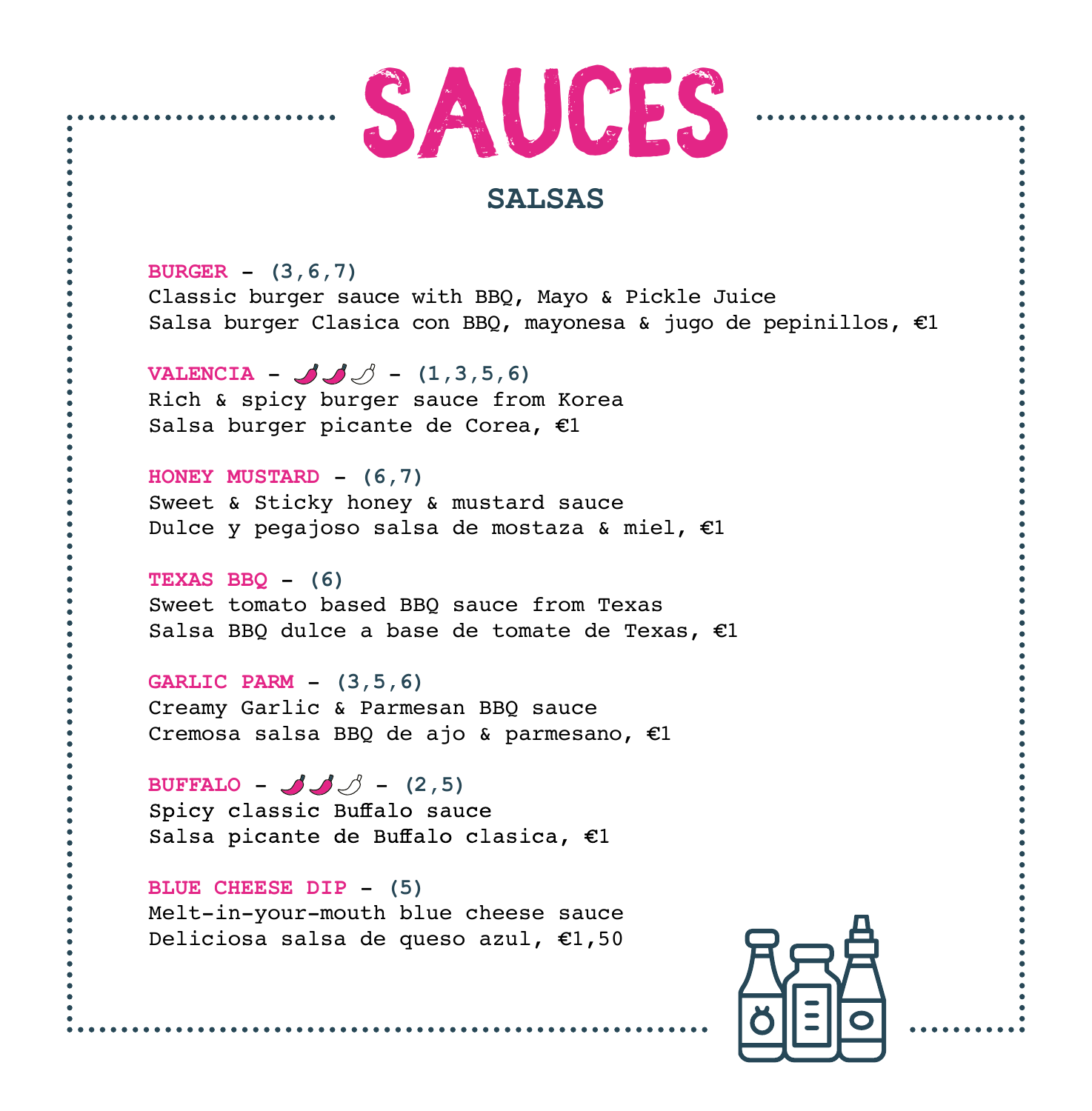# SAUCES

## SALSAS

**BURGER** - (3,6,7)
Classic burger sauce with BBQ, Mayo & Pickle Juice
Salsa burger Clasica con BBQ, mayonesa & jugo de pepinillos, €1

**VALENCIA** - 🌶🌶 - (1,3,5,6)
Rich & spicy burger sauce from Korea
Salsa burger picante de Corea, €1

**HONEY MUSTARD** - (6,7)
Sweet & Sticky honey & mustard sauce
Dulce y pegajoso salsa de mostaza & miel, €1

**TEXAS BBQ** - (6)
Sweet tomato based BBQ sauce from Texas
Salsa BBQ dulce a base de tomate de Texas, €1

**GARLIC PARM** - (3,5,6)
Creamy Garlic & Parmesan BBQ sauce
Cremosa salsa BBQ de ajo & parmesano, €1

**BUFFALO** - 🌶🌶 - (2,5)
Spicy classic Buffalo sauce
Salsa picante de Buffalo clasica, €1

**BLUE CHEESE DIP** - (5)
Melt-in-your-mouth blue cheese sauce
Deliciosa salsa de queso azul, €1,50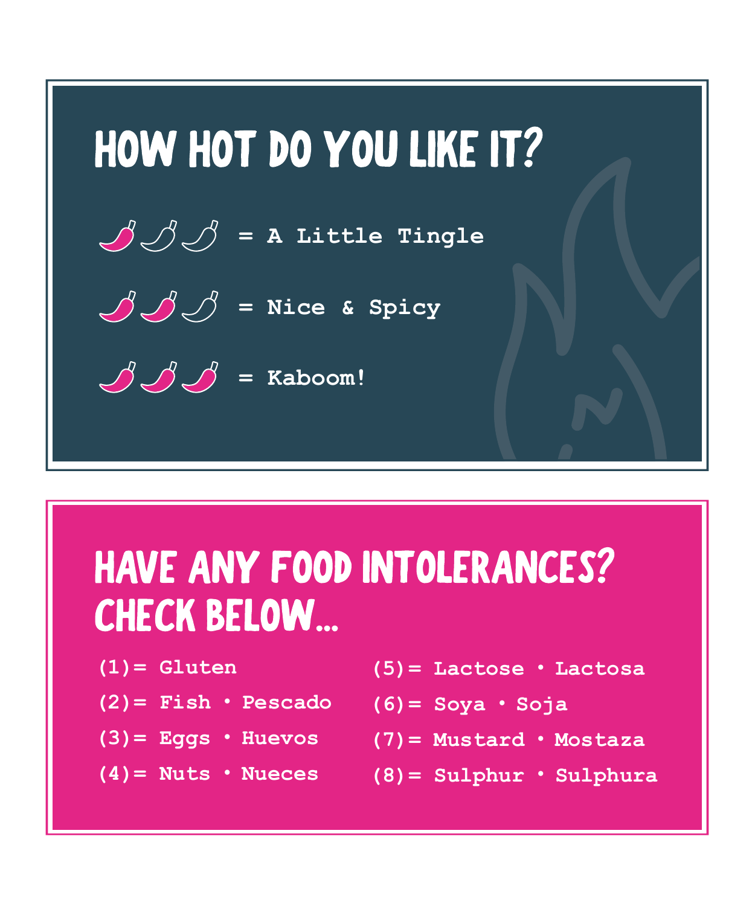# HOW HOT DO YOU LIKE IT?

🌶️ = A Little Tingle

🌶️🌶️ = Nice & Spicy

🌶️🌶️🌶️ = Kaboom!

# HAVE ANY FOOD INTOLERANCES? CHECK BELOW...

(1)= Gluten

(2)= Fish • Pescado

(3)= Eggs • Huevos

(4)= Nuts • Nueces

(5)= Lactose • Lactosa

(6)= Soya • Soja

(7)= Mustard • Mostaza

(8)= Sulphur • Sulphura